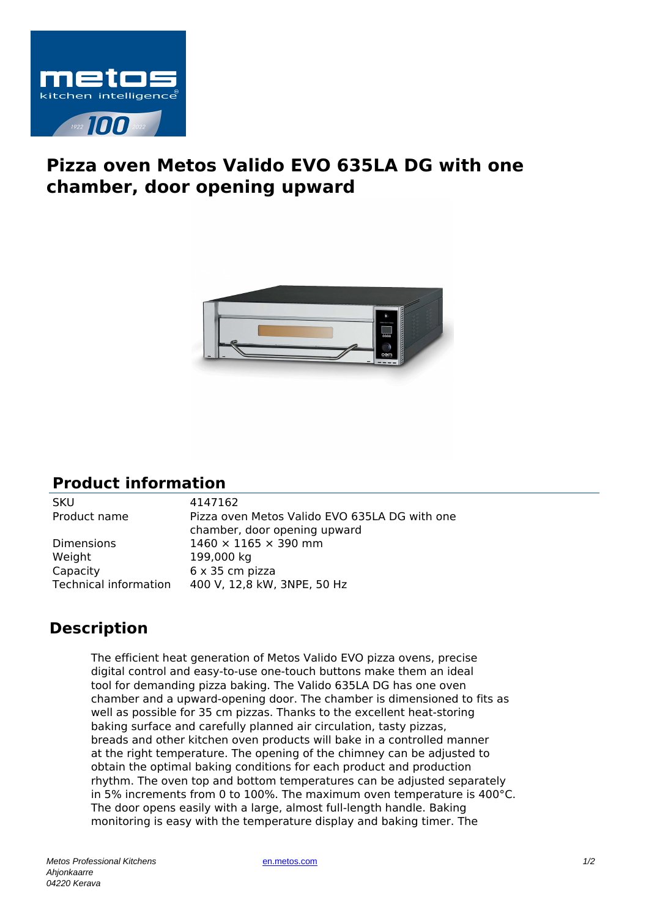# Pizza oven Metos Valido EVO 635LA DG with one chamber, door opening upward

## Product information

| | |
|---|---|
| SKU | 4147162 |
| Product name | Pizza oven Metos Valido EVO 635LA DG with one chamber, door opening upward |
| Dimensions | 1460 × 1165 × 390 mm |
| Weight | 199,000 kg |
| Capacity | 6 x 35 cm pizza |
| Technical information | 400 V, 12,8 kW, 3NPE, 50 Hz |

## Description

The efficient heat generation of Metos Valido EVO pizza ovens, precise digital control and easy-to-use one-touch buttons make them an ideal tool for demanding pizza baking. The Valido 635LA DG has one oven chamber and a upward-opening door. The chamber is dimensioned to fits as well as possible for 35 cm pizzas. Thanks to the excellent heat-storing baking surface and carefully planned air circulation, tasty pizzas, breads and other kitchen oven products will bake in a controlled manner at the right temperature. The opening of the chimney can be adjusted to obtain the optimal baking conditions for each product and production rhythm. The oven top and bottom temperatures can be adjusted separately in 5% increments from 0 to 100%. The maximum oven temperature is 400°C. The door opens easily with a large, almost full-length handle. Baking monitoring is easy with the temperature display and baking timer. The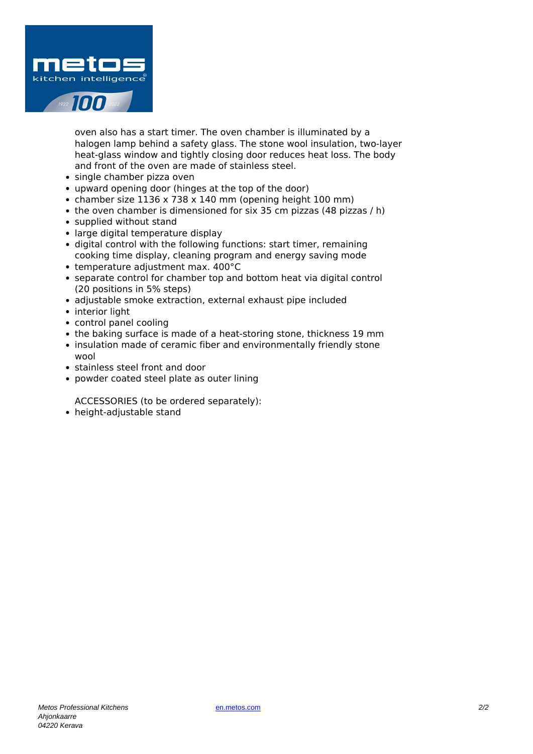oven also has a start timer. The oven chamber is illuminated by a halogen lamp behind a safety glass. The stone wool insulation, two-layer heat-glass window and tightly closing door reduces heat loss. The body and front of the oven are made of stainless steel.

- single chamber pizza oven
- upward opening door (hinges at the top of the door)
- chamber size 1136 x 738 x 140 mm (opening height 100 mm)
- the oven chamber is dimensioned for six 35 cm pizzas (48 pizzas / h)
- supplied without stand
- large digital temperature display
- digital control with the following functions: start timer, remaining cooking time display, cleaning program and energy saving mode
- temperature adjustment max. 400°C
- separate control for chamber top and bottom heat via digital control (20 positions in 5% steps)
- adjustable smoke extraction, external exhaust pipe included
- interior light
- control panel cooling
- the baking surface is made of a heat-storing stone, thickness 19 mm
- insulation made of ceramic fiber and environmentally friendly stone wool
- stainless steel front and door
- powder coated steel plate as outer lining

ACCESSORIES (to be ordered separately):

- height-adjustable stand